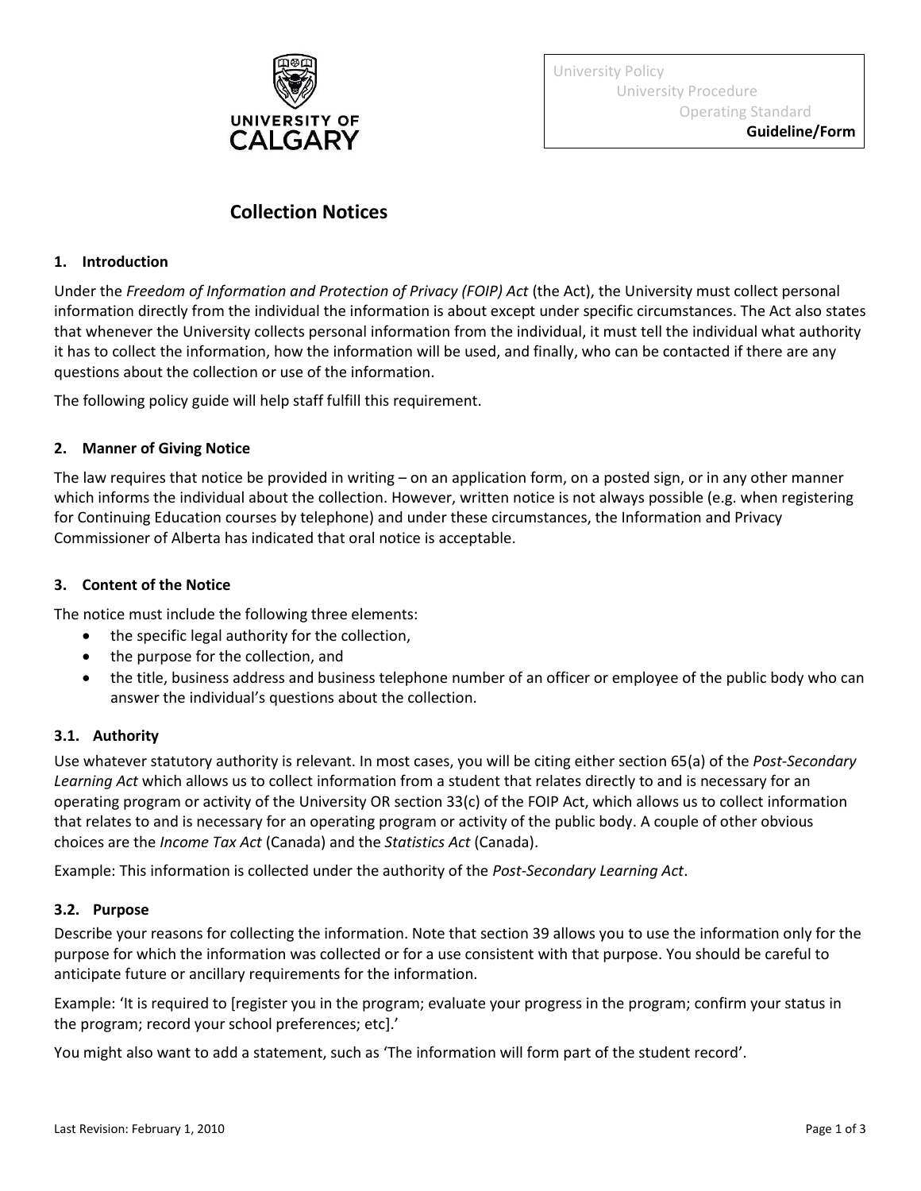University Policy
University Procedure
Operating Standard
**Guideline/Form**

# Collection Notices

## 1. Introduction

Under the *Freedom of Information and Protection of Privacy (FOIP) Act* (the Act), the University must collect personal information directly from the individual the information is about except under specific circumstances. The Act also states that whenever the University collects personal information from the individual, it must tell the individual what authority it has to collect the information, how the information will be used, and finally, who can be contacted if there are any questions about the collection or use of the information.

The following policy guide will help staff fulfill this requirement.

## 2. Manner of Giving Notice

The law requires that notice be provided in writing – on an application form, on a posted sign, or in any other manner which informs the individual about the collection. However, written notice is not always possible (e.g. when registering for Continuing Education courses by telephone) and under these circumstances, the Information and Privacy Commissioner of Alberta has indicated that oral notice is acceptable.

## 3. Content of the Notice

The notice must include the following three elements:

- the specific legal authority for the collection,
- the purpose for the collection, and
- the title, business address and business telephone number of an officer or employee of the public body who can answer the individual's questions about the collection.

### 3.1. Authority

Use whatever statutory authority is relevant. In most cases, you will be citing either section 65(a) of the *Post-Secondary Learning Act* which allows us to collect information from a student that relates directly to and is necessary for an operating program or activity of the University OR section 33(c) of the FOIP Act, which allows us to collect information that relates to and is necessary for an operating program or activity of the public body. A couple of other obvious choices are the *Income Tax Act* (Canada) and the *Statistics Act* (Canada).

Example: This information is collected under the authority of the *Post-Secondary Learning Act*.

### 3.2. Purpose

Describe your reasons for collecting the information. Note that section 39 allows you to use the information only for the purpose for which the information was collected or for a use consistent with that purpose. You should be careful to anticipate future or ancillary requirements for the information.

Example: 'It is required to [register you in the program; evaluate your progress in the program; confirm your status in the program; record your school preferences; etc].'

You might also want to add a statement, such as 'The information will form part of the student record'.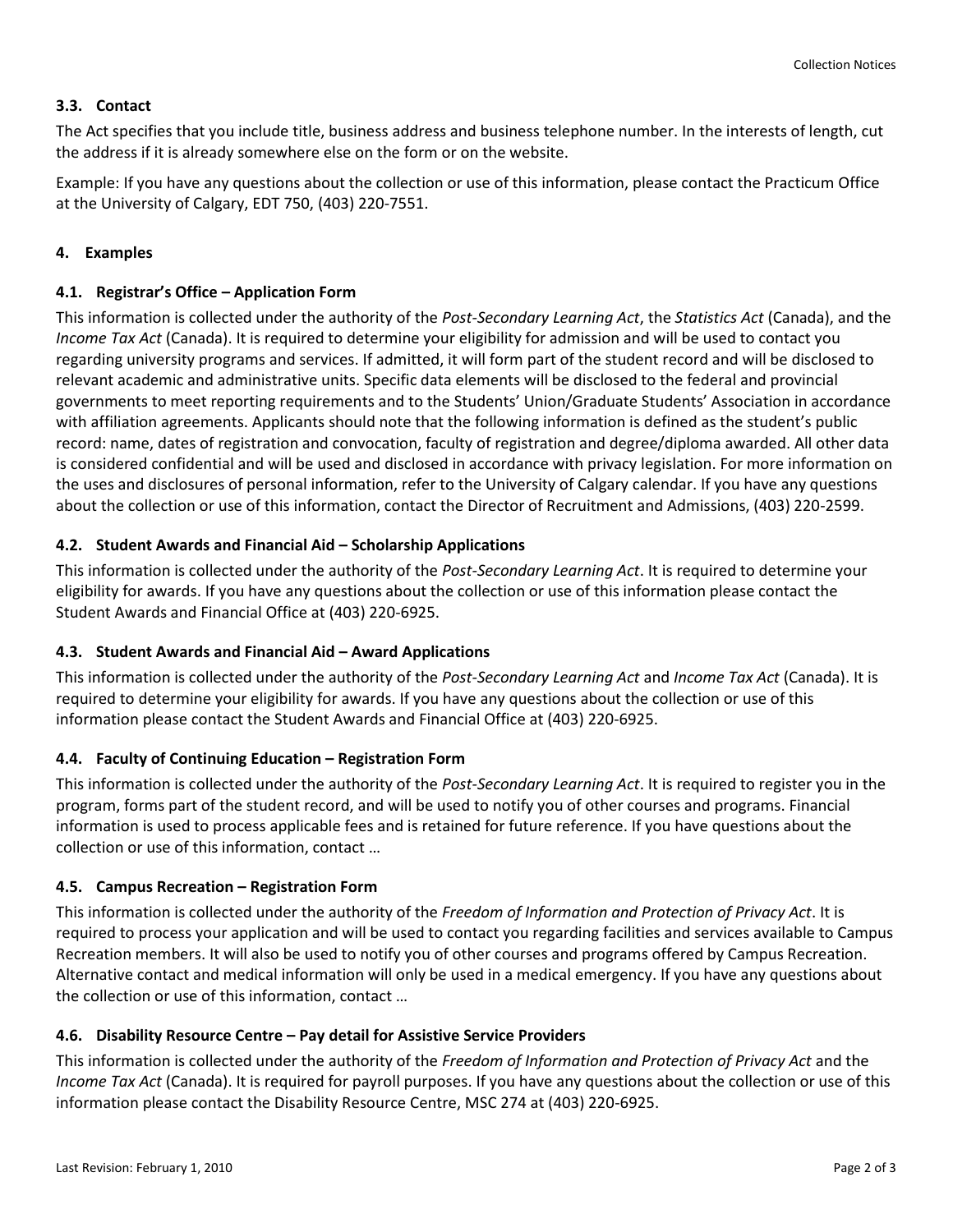### 3.3. Contact

The Act specifies that you include title, business address and business telephone number. In the interests of length, cut the address if it is already somewhere else on the form or on the website.

Example: If you have any questions about the collection or use of this information, please contact the Practicum Office at the University of Calgary, EDT 750, (403) 220-7551.

## 4. Examples

### 4.1. Registrar's Office – Application Form

This information is collected under the authority of the *Post-Secondary Learning Act*, the *Statistics Act* (Canada), and the *Income Tax Act* (Canada). It is required to determine your eligibility for admission and will be used to contact you regarding university programs and services. If admitted, it will form part of the student record and will be disclosed to relevant academic and administrative units. Specific data elements will be disclosed to the federal and provincial governments to meet reporting requirements and to the Students' Union/Graduate Students' Association in accordance with affiliation agreements. Applicants should note that the following information is defined as the student's public record: name, dates of registration and convocation, faculty of registration and degree/diploma awarded. All other data is considered confidential and will be used and disclosed in accordance with privacy legislation. For more information on the uses and disclosures of personal information, refer to the University of Calgary calendar. If you have any questions about the collection or use of this information, contact the Director of Recruitment and Admissions, (403) 220-2599.

### 4.2. Student Awards and Financial Aid – Scholarship Applications

This information is collected under the authority of the *Post-Secondary Learning Act*. It is required to determine your eligibility for awards. If you have any questions about the collection or use of this information please contact the Student Awards and Financial Office at (403) 220-6925.

### 4.3. Student Awards and Financial Aid – Award Applications

This information is collected under the authority of the *Post-Secondary Learning Act* and *Income Tax Act* (Canada). It is required to determine your eligibility for awards. If you have any questions about the collection or use of this information please contact the Student Awards and Financial Office at (403) 220-6925.

### 4.4. Faculty of Continuing Education – Registration Form

This information is collected under the authority of the *Post-Secondary Learning Act*. It is required to register you in the program, forms part of the student record, and will be used to notify you of other courses and programs. Financial information is used to process applicable fees and is retained for future reference. If you have questions about the collection or use of this information, contact …

### 4.5. Campus Recreation – Registration Form

This information is collected under the authority of the *Freedom of Information and Protection of Privacy Act*. It is required to process your application and will be used to contact you regarding facilities and services available to Campus Recreation members. It will also be used to notify you of other courses and programs offered by Campus Recreation. Alternative contact and medical information will only be used in a medical emergency. If you have any questions about the collection or use of this information, contact …

### 4.6. Disability Resource Centre – Pay detail for Assistive Service Providers

This information is collected under the authority of the *Freedom of Information and Protection of Privacy Act* and the *Income Tax Act* (Canada). It is required for payroll purposes. If you have any questions about the collection or use of this information please contact the Disability Resource Centre, MSC 274 at (403) 220-6925.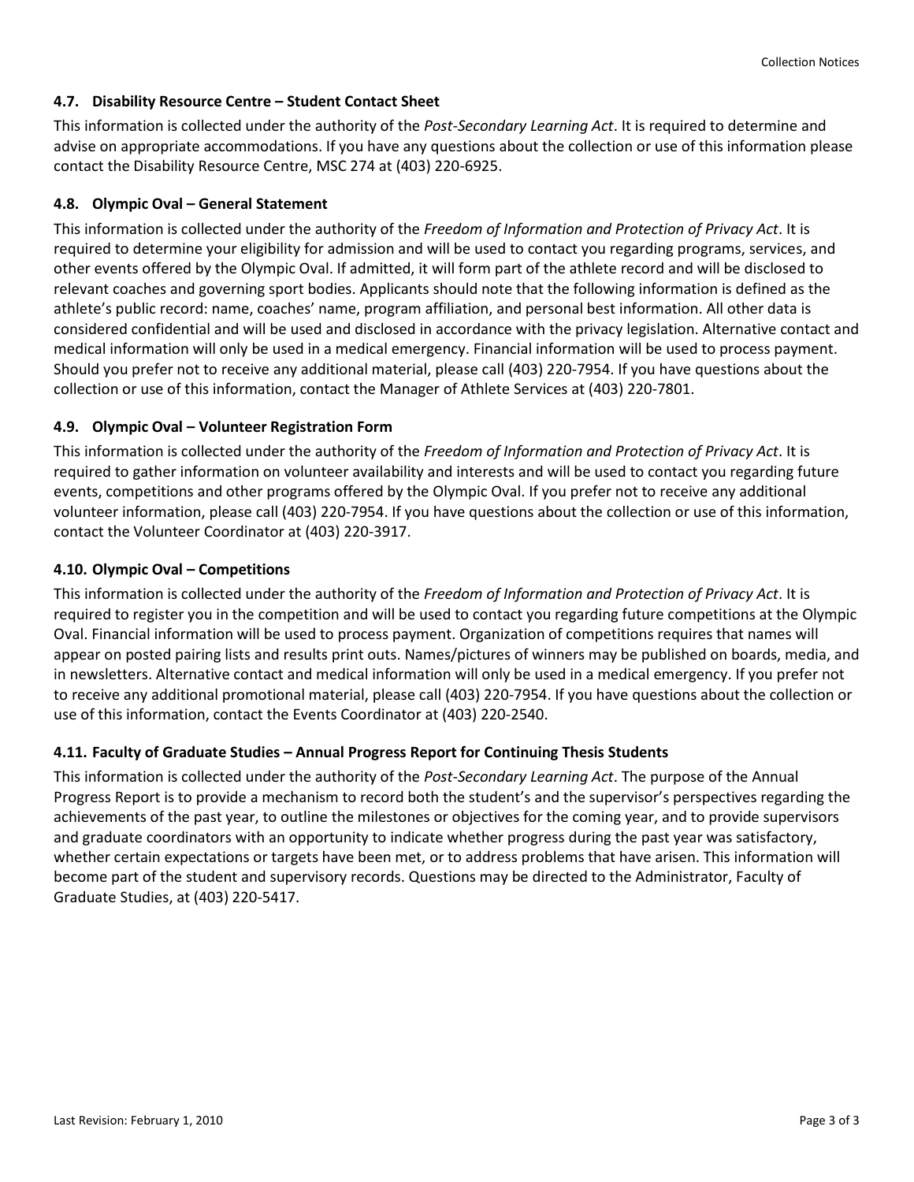### 4.7. Disability Resource Centre – Student Contact Sheet

This information is collected under the authority of the *Post-Secondary Learning Act*. It is required to determine and advise on appropriate accommodations. If you have any questions about the collection or use of this information please contact the Disability Resource Centre, MSC 274 at (403) 220-6925.

### 4.8. Olympic Oval – General Statement

This information is collected under the authority of the *Freedom of Information and Protection of Privacy Act*. It is required to determine your eligibility for admission and will be used to contact you regarding programs, services, and other events offered by the Olympic Oval. If admitted, it will form part of the athlete record and will be disclosed to relevant coaches and governing sport bodies. Applicants should note that the following information is defined as the athlete's public record: name, coaches' name, program affiliation, and personal best information. All other data is considered confidential and will be used and disclosed in accordance with the privacy legislation. Alternative contact and medical information will only be used in a medical emergency. Financial information will be used to process payment. Should you prefer not to receive any additional material, please call (403) 220-7954. If you have questions about the collection or use of this information, contact the Manager of Athlete Services at (403) 220-7801.

### 4.9. Olympic Oval – Volunteer Registration Form

This information is collected under the authority of the *Freedom of Information and Protection of Privacy Act*. It is required to gather information on volunteer availability and interests and will be used to contact you regarding future events, competitions and other programs offered by the Olympic Oval. If you prefer not to receive any additional volunteer information, please call (403) 220-7954. If you have questions about the collection or use of this information, contact the Volunteer Coordinator at (403) 220-3917.

### 4.10. Olympic Oval – Competitions

This information is collected under the authority of the *Freedom of Information and Protection of Privacy Act*. It is required to register you in the competition and will be used to contact you regarding future competitions at the Olympic Oval. Financial information will be used to process payment. Organization of competitions requires that names will appear on posted pairing lists and results print outs. Names/pictures of winners may be published on boards, media, and in newsletters. Alternative contact and medical information will only be used in a medical emergency. If you prefer not to receive any additional promotional material, please call (403) 220-7954. If you have questions about the collection or use of this information, contact the Events Coordinator at (403) 220-2540.

### 4.11. Faculty of Graduate Studies – Annual Progress Report for Continuing Thesis Students

This information is collected under the authority of the *Post-Secondary Learning Act*. The purpose of the Annual Progress Report is to provide a mechanism to record both the student's and the supervisor's perspectives regarding the achievements of the past year, to outline the milestones or objectives for the coming year, and to provide supervisors and graduate coordinators with an opportunity to indicate whether progress during the past year was satisfactory, whether certain expectations or targets have been met, or to address problems that have arisen. This information will become part of the student and supervisory records. Questions may be directed to the Administrator, Faculty of Graduate Studies, at (403) 220-5417.